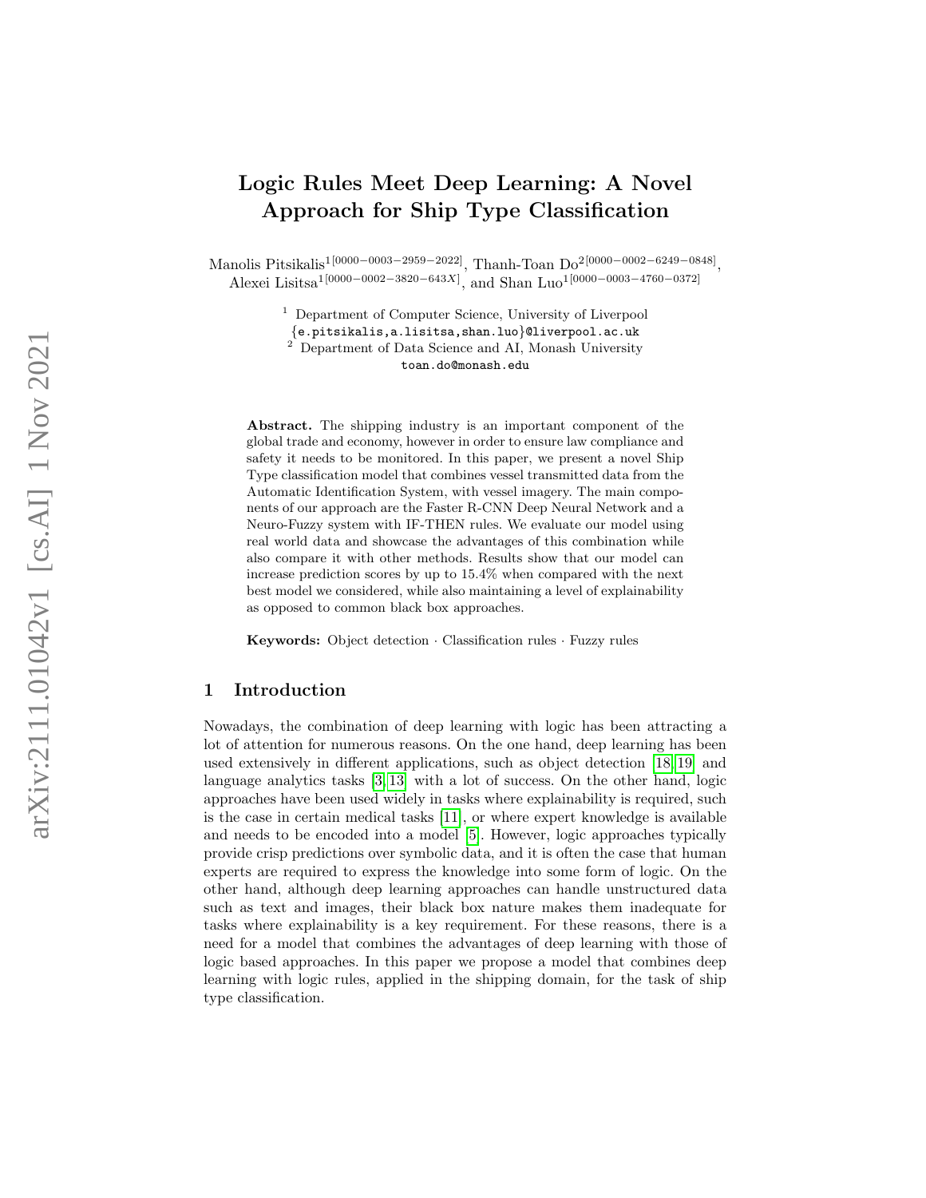# Logic Rules Meet Deep Learning: A Novel Approach for Ship Type Classification

Manolis Pitsikalis[1[0000−0003−2959−2022]], Thanh-Toan Do[2[0000−0002−6249−0848]], Alexei Lisitsa[1[0000−0002−3820−643X]], and Shan Luo[1[0000−0003−4760−0372]]

[1] Department of Computer Science, University of Liverpool
{e.pitsikalis,a.lisitsa,shan.luo}@liverpool.ac.uk
[2] Department of Data Science and AI, Monash University
toan.do@monash.edu

**Abstract.** The shipping industry is an important component of the global trade and economy, however in order to ensure law compliance and safety it needs to be monitored. In this paper, we present a novel Ship Type classification model that combines vessel transmitted data from the Automatic Identification System, with vessel imagery. The main components of our approach are the Faster R-CNN Deep Neural Network and a Neuro-Fuzzy system with IF-THEN rules. We evaluate our model using real world data and showcase the advantages of this combination while also compare it with other methods. Results show that our model can increase prediction scores by up to 15.4% when compared with the next best model we considered, while also maintaining a level of explainability as opposed to common black box approaches.

**Keywords:** Object detection · Classification rules · Fuzzy rules

## 1 Introduction

Nowadays, the combination of deep learning with logic has been attracting a lot of attention for numerous reasons. On the one hand, deep learning has been used extensively in different applications, such as object detection [18,19] and language analytics tasks [3,13] with a lot of success. On the other hand, logic approaches have been used widely in tasks where explainability is required, such is the case in certain medical tasks [11], or where expert knowledge is available and needs to be encoded into a model [5]. However, logic approaches typically provide crisp predictions over symbolic data, and it is often the case that human experts are required to express the knowledge into some form of logic. On the other hand, although deep learning approaches can handle unstructured data such as text and images, their black box nature makes them inadequate for tasks where explainability is a key requirement. For these reasons, there is a need for a model that combines the advantages of deep learning with those of logic based approaches. In this paper we propose a model that combines deep learning with logic rules, applied in the shipping domain, for the task of ship type classification.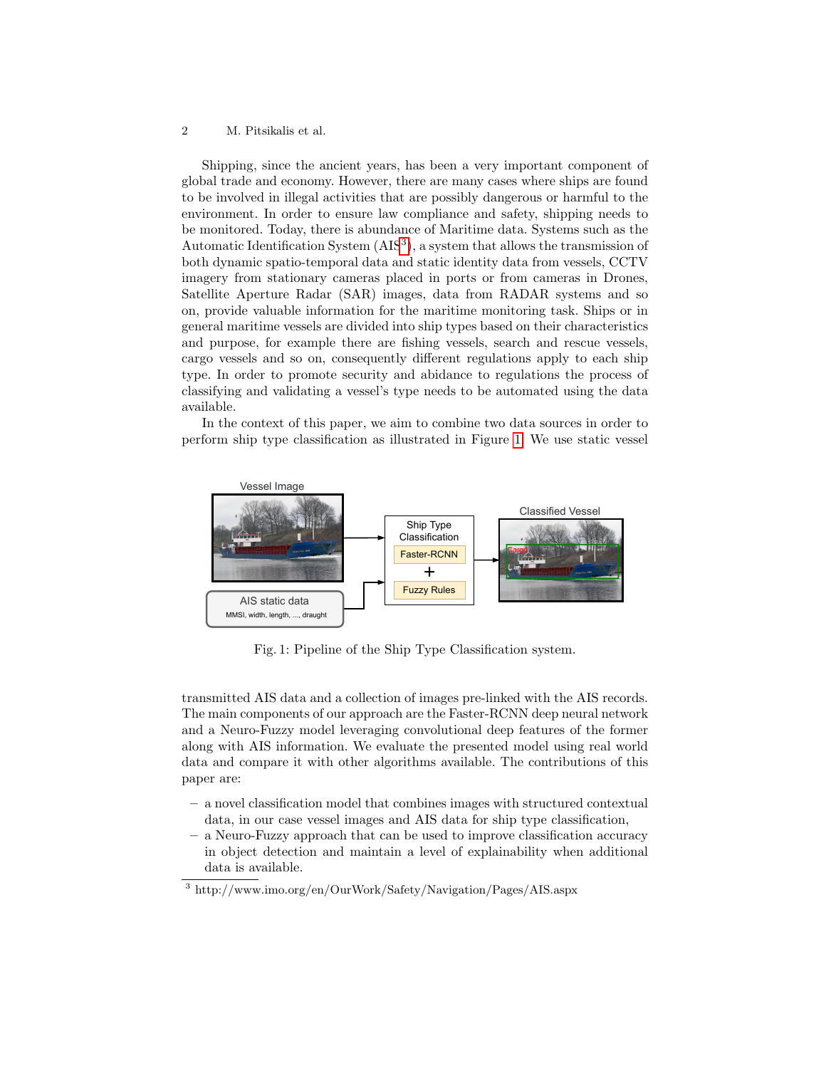Shipping, since the ancient years, has been a very important component of global trade and economy. However, there are many cases where ships are found to be involved in illegal activities that are possibly dangerous or harmful to the environment. In order to ensure law compliance and safety, shipping needs to be monitored. Today, there is abundance of Maritime data. Systems such as the Automatic Identification System (AIS[3]), a system that allows the transmission of both dynamic spatio-temporal data and static identity data from vessels, CCTV imagery from stationary cameras placed in ports or from cameras in Drones, Satellite Aperture Radar (SAR) images, data from RADAR systems and so on, provide valuable information for the maritime monitoring task. Ships or in general maritime vessels are divided into ship types based on their characteristics and purpose, for example there are fishing vessels, search and rescue vessels, cargo vessels and so on, consequently different regulations apply to each ship type. In order to promote security and abidance to regulations the process of classifying and validating a vessel's type needs to be automated using the data available.

In the context of this paper, we aim to combine two data sources in order to perform ship type classification as illustrated in Figure 1. We use static vessel transmitted AIS data and a collection of images pre-linked with the AIS records. The main components of our approach are the Faster-RCNN deep neural network and a Neuro-Fuzzy model leveraging convolutional deep features of the former along with AIS information. We evaluate the presented model using real world data and compare it with other algorithms available. The contributions of this paper are:

Fig. 1: Pipeline of the Ship Type Classification system.

- a novel classification model that combines images with structured contextual data, in our case vessel images and AIS data for ship type classification,
- a Neuro-Fuzzy approach that can be used to improve classification accuracy in object detection and maintain a level of explainability when additional data is available.

[3] http://www.imo.org/en/OurWork/Safety/Navigation/Pages/AIS.aspx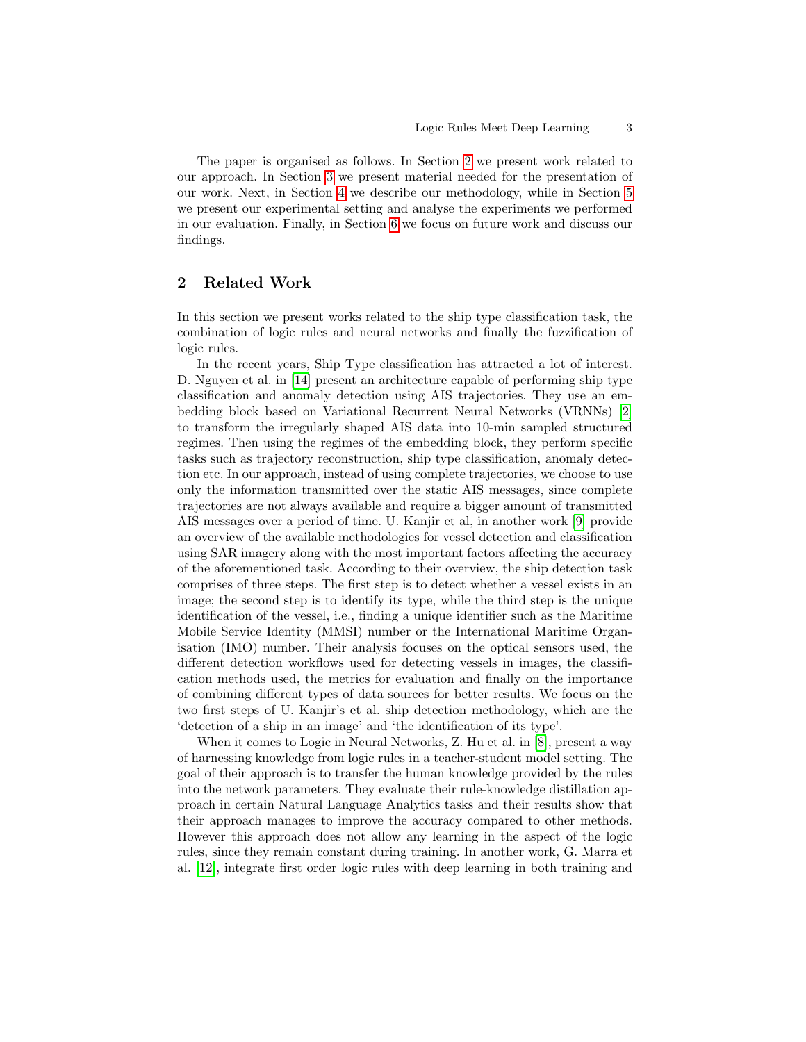The paper is organised as follows. In Section 2 we present work related to our approach. In Section 3 we present material needed for the presentation of our work. Next, in Section 4 we describe our methodology, while in Section 5 we present our experimental setting and analyse the experiments we performed in our evaluation. Finally, in Section 6 we focus on future work and discuss our findings.

## 2 Related Work

In this section we present works related to the ship type classification task, the combination of logic rules and neural networks and finally the fuzzification of logic rules.

In the recent years, Ship Type classification has attracted a lot of interest. D. Nguyen et al. in [14] present an architecture capable of performing ship type classification and anomaly detection using AIS trajectories. They use an embedding block based on Variational Recurrent Neural Networks (VRNNs) [2] to transform the irregularly shaped AIS data into 10-min sampled structured regimes. Then using the regimes of the embedding block, they perform specific tasks such as trajectory reconstruction, ship type classification, anomaly detection etc. In our approach, instead of using complete trajectories, we choose to use only the information transmitted over the static AIS messages, since complete trajectories are not always available and require a bigger amount of transmitted AIS messages over a period of time. U. Kanjir et al, in another work [9] provide an overview of the available methodologies for vessel detection and classification using SAR imagery along with the most important factors affecting the accuracy of the aforementioned task. According to their overview, the ship detection task comprises of three steps. The first step is to detect whether a vessel exists in an image; the second step is to identify its type, while the third step is the unique identification of the vessel, i.e., finding a unique identifier such as the Maritime Mobile Service Identity (MMSI) number or the International Maritime Organisation (IMO) number. Their analysis focuses on the optical sensors used, the different detection workflows used for detecting vessels in images, the classification methods used, the metrics for evaluation and finally on the importance of combining different types of data sources for better results. We focus on the two first steps of U. Kanjir's et al. ship detection methodology, which are the 'detection of a ship in an image' and 'the identification of its type'.

When it comes to Logic in Neural Networks, Z. Hu et al. in [8], present a way of harnessing knowledge from logic rules in a teacher-student model setting. The goal of their approach is to transfer the human knowledge provided by the rules into the network parameters. They evaluate their rule-knowledge distillation approach in certain Natural Language Analytics tasks and their results show that their approach manages to improve the accuracy compared to other methods. However this approach does not allow any learning in the aspect of the logic rules, since they remain constant during training. In another work, G. Marra et al. [12], integrate first order logic rules with deep learning in both training and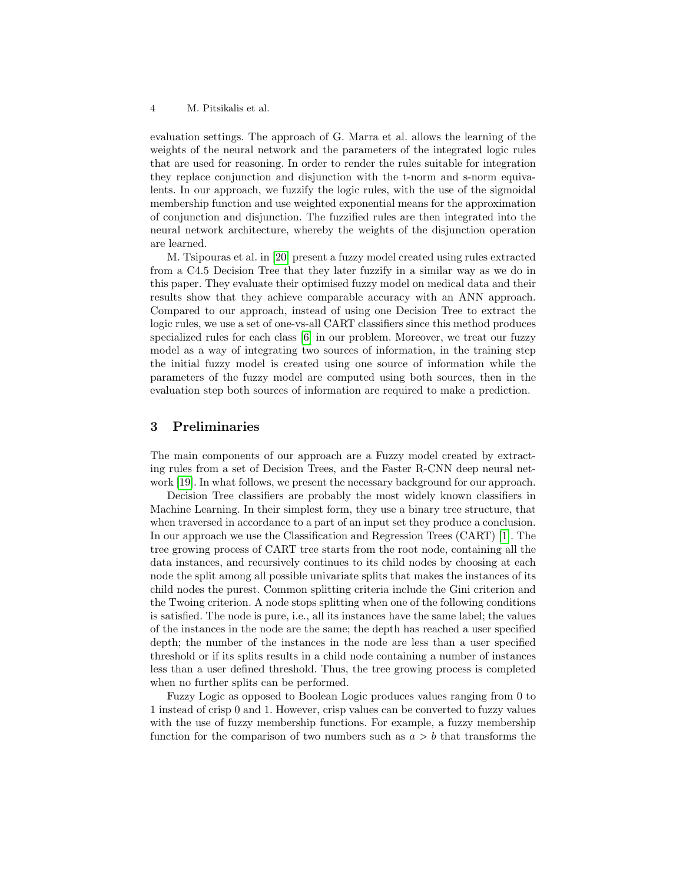evaluation settings. The approach of G. Marra et al. allows the learning of the weights of the neural network and the parameters of the integrated logic rules that are used for reasoning. In order to render the rules suitable for integration they replace conjunction and disjunction with the t-norm and s-norm equivalents. In our approach, we fuzzify the logic rules, with the use of the sigmoidal membership function and use weighted exponential means for the approximation of conjunction and disjunction. The fuzzified rules are then integrated into the neural network architecture, whereby the weights of the disjunction operation are learned.

M. Tsipouras et al. in [20] present a fuzzy model created using rules extracted from a C4.5 Decision Tree that they later fuzzify in a similar way as we do in this paper. They evaluate their optimised fuzzy model on medical data and their results show that they achieve comparable accuracy with an ANN approach. Compared to our approach, instead of using one Decision Tree to extract the logic rules, we use a set of one-vs-all CART classifiers since this method produces specialized rules for each class [6] in our problem. Moreover, we treat our fuzzy model as a way of integrating two sources of information, in the training step the initial fuzzy model is created using one source of information while the parameters of the fuzzy model are computed using both sources, then in the evaluation step both sources of information are required to make a prediction.

## 3 Preliminaries

The main components of our approach are a Fuzzy model created by extracting rules from a set of Decision Trees, and the Faster R-CNN deep neural network [19]. In what follows, we present the necessary background for our approach.

Decision Tree classifiers are probably the most widely known classifiers in Machine Learning. In their simplest form, they use a binary tree structure, that when traversed in accordance to a part of an input set they produce a conclusion. In our approach we use the Classification and Regression Trees (CART) [1]. The tree growing process of CART tree starts from the root node, containing all the data instances, and recursively continues to its child nodes by choosing at each node the split among all possible univariate splits that makes the instances of its child nodes the purest. Common splitting criteria include the Gini criterion and the Twoing criterion. A node stops splitting when one of the following conditions is satisfied. The node is pure, i.e., all its instances have the same label; the values of the instances in the node are the same; the depth has reached a user specified depth; the number of the instances in the node are less than a user specified threshold or if its splits results in a child node containing a number of instances less than a user defined threshold. Thus, the tree growing process is completed when no further splits can be performed.

Fuzzy Logic as opposed to Boolean Logic produces values ranging from 0 to 1 instead of crisp 0 and 1. However, crisp values can be converted to fuzzy values with the use of fuzzy membership functions. For example, a fuzzy membership function for the comparison of two numbers such as $a > b$ that transforms the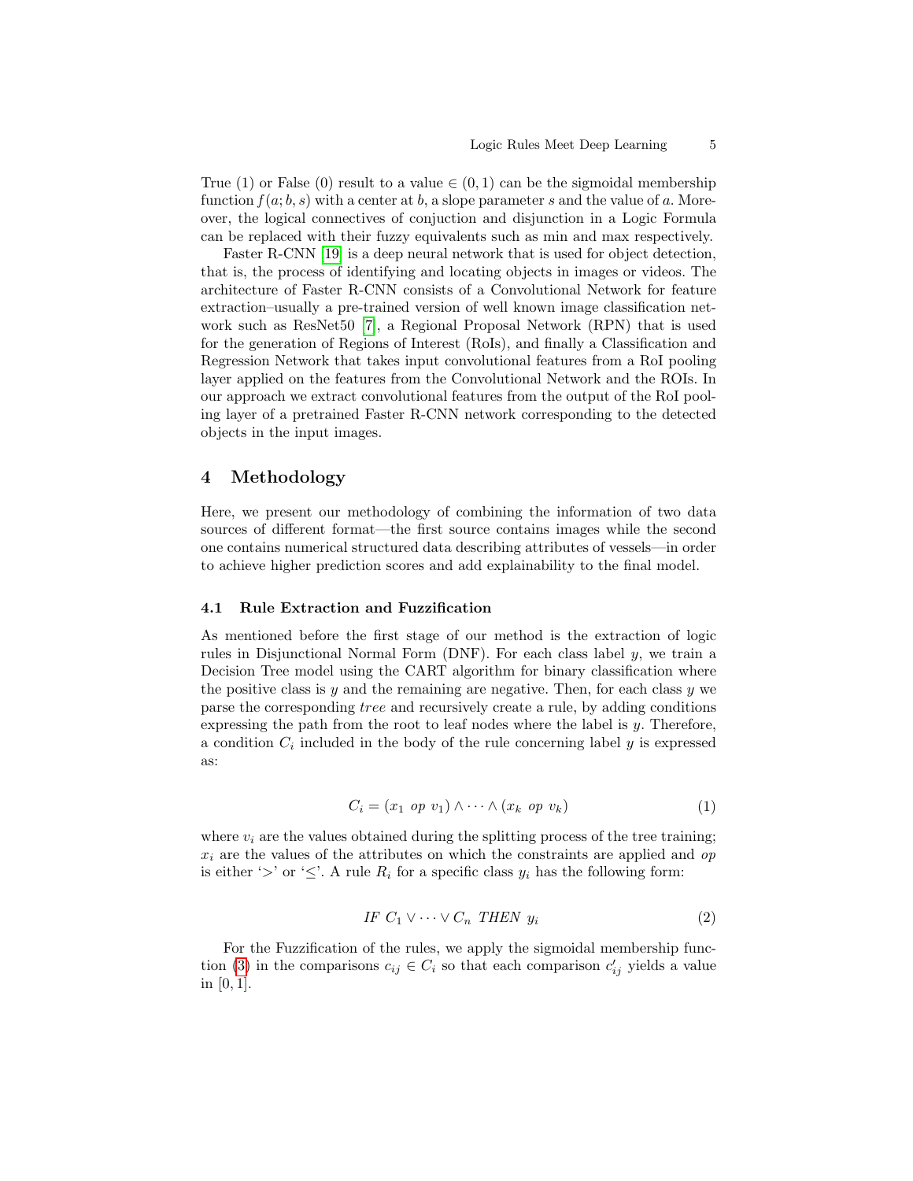True (1) or False (0) result to a value $\in (0, 1)$ can be the sigmoidal membership function $f(a; b, s)$ with a center at $b$, a slope parameter $s$ and the value of $a$. Moreover, the logical connectives of conjuction and disjunction in a Logic Formula can be replaced with their fuzzy equivalents such as min and max respectively.

Faster R-CNN [19] is a deep neural network that is used for object detection, that is, the process of identifying and locating objects in images or videos. The architecture of Faster R-CNN consists of a Convolutional Network for feature extraction–usually a pre-trained version of well known image classification network such as ResNet50 [7], a Regional Proposal Network (RPN) that is used for the generation of Regions of Interest (RoIs), and finally a Classification and Regression Network that takes input convolutional features from a RoI pooling layer applied on the features from the Convolutional Network and the ROIs. In our approach we extract convolutional features from the output of the RoI pooling layer of a pretrained Faster R-CNN network corresponding to the detected objects in the input images.

## 4 Methodology

Here, we present our methodology of combining the information of two data sources of different format—the first source contains images while the second one contains numerical structured data describing attributes of vessels—in order to achieve higher prediction scores and add explainability to the final model.

### 4.1 Rule Extraction and Fuzzification

As mentioned before the first stage of our method is the extraction of logic rules in Disjunctional Normal Form (DNF). For each class label $y$, we train a Decision Tree model using the CART algorithm for binary classification where the positive class is $y$ and the remaining are negative. Then, for each class $y$ we parse the corresponding *tree* and recursively create a rule, by adding conditions expressing the path from the root to leaf nodes where the label is $y$. Therefore, a condition $C_i$ included in the body of the rule concerning label $y$ is expressed as:

$$C_i = (x_1 \ op \ v_1) \wedge \cdots \wedge (x_k \ op \ v_k) \tag{1}$$

where $v_i$ are the values obtained during the splitting process of the tree training; $x_i$ are the values of the attributes on which the constraints are applied and $op$ is either '$>$' or '$\leq$'. A rule $R_i$ for a specific class $y_i$ has the following form:

$$IF \ C_1 \vee \cdots \vee C_n \ THEN \ y_i \tag{2}$$

For the Fuzzification of the rules, we apply the sigmoidal membership function (3) in the comparisons $c_{ij} \in C_i$ so that each comparison $c'_{ij}$ yields a value in $[0, 1]$.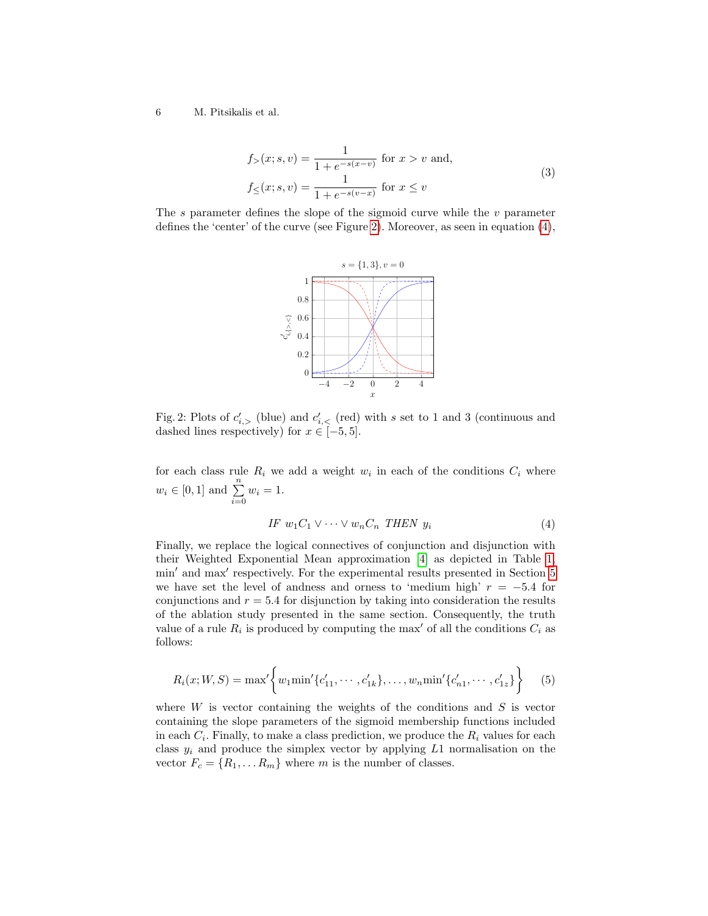$$
\begin{aligned}
f_{>}(x; s, v) &= \frac{1}{1 + e^{-s(x-v)}} \text{ for } x > v \text{ and,} \\
f_{\leq}(x; s, v) &= \frac{1}{1 + e^{-s(v-x)}} \text{ for } x \leq v
\end{aligned} \tag{3}
$$

The $s$ parameter defines the slope of the sigmoid curve while the $v$ parameter defines the 'center' of the curve (see Figure 2). Moreover, as seen in equation (4),

Fig. 2: Plots of $c'_{i,>}$ (blue) and $c'_{i,<}$ (red) with $s$ set to 1 and 3 (continuous and dashed lines respectively) for $x \in [-5, 5]$.

for each class rule $R_i$ we add a weight $w_i$ in each of the conditions $C_i$ where $w_i \in [0, 1]$ and $\sum_{i=0}^{n} w_i = 1$.

$$
IF \ w_1 C_1 \vee \cdots \vee w_n C_n \ THEN \ y_i \tag{4}
$$

Finally, we replace the logical connectives of conjunction and disjunction with their Weighted Exponential Mean approximation [4] as depicted in Table 1, $\min'$ and $\max'$ respectively. For the experimental results presented in Section 5 we have set the level of andness and orness to 'medium high' $r = -5.4$ for conjunctions and $r = 5.4$ for disjunction by taking into consideration the results of the ablation study presented in the same section. Consequently, the truth value of a rule $R_i$ is produced by computing the $\max'$ of all the conditions $C_i$ as follows:

$$
R_i(x; W, S) = \max' \left\{ w_1 \min'\{c'_{11}, \cdots, c'_{1k}\}, \ldots, w_n \min'\{c'_{n1}, \cdots, c'_{1z}\} \right\} \tag{5}
$$

where $W$ is vector containing the weights of the conditions and $S$ is vector containing the slope parameters of the sigmoid membership functions included in each $C_i$. Finally, to make a class prediction, we produce the $R_i$ values for each class $y_i$ and produce the simplex vector by applying $L1$ normalisation on the vector $F_c = \{R_1, \ldots R_m\}$ where $m$ is the number of classes.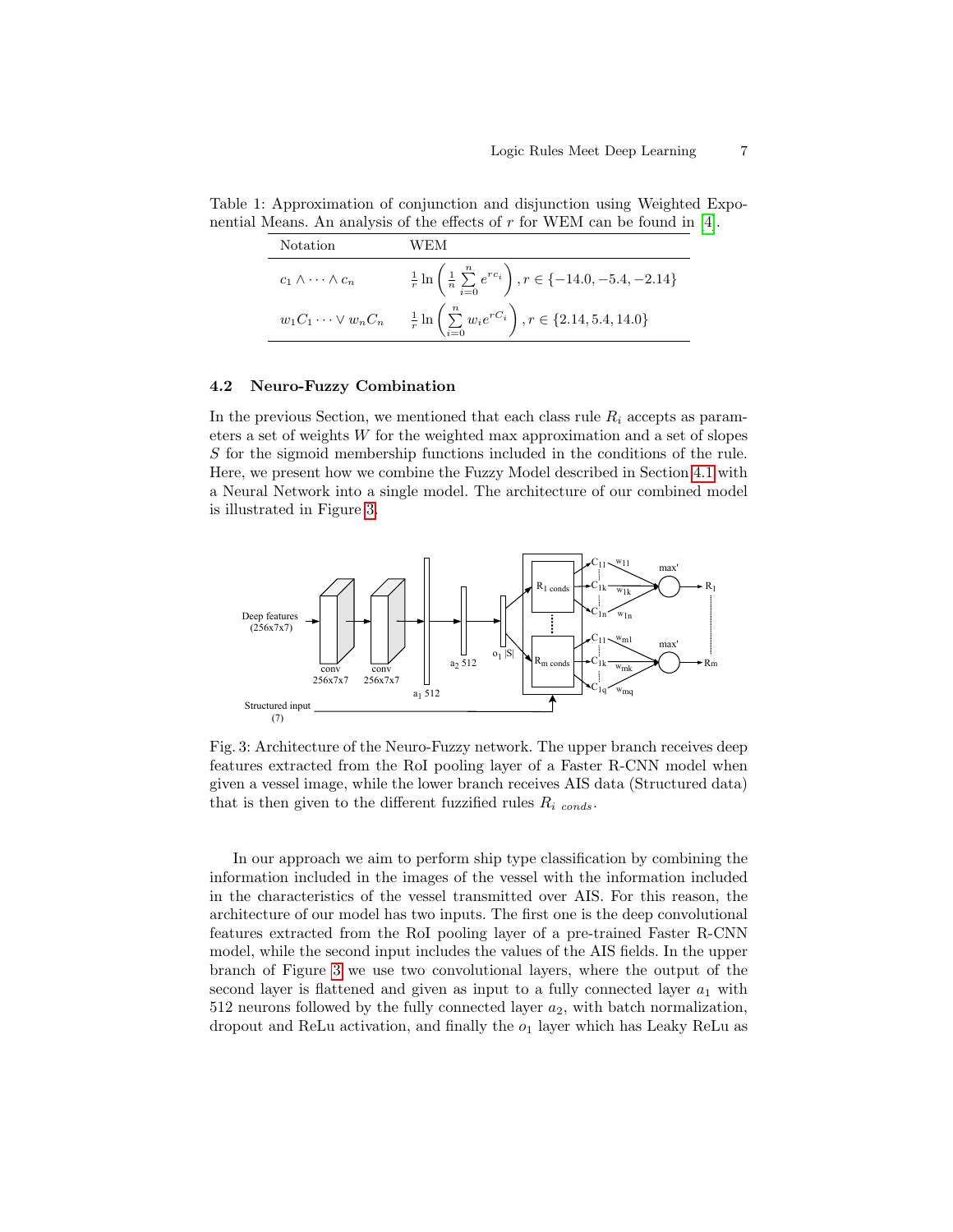Table 1: Approximation of conjunction and disjunction using Weighted Exponential Means. An analysis of the effects of $r$ for WEM can be found in [4].

| Notation | WEM |
| --- | --- |
| $c_1 \wedge \cdots \wedge c_n$ | $\frac{1}{r} \ln \left( \frac{1}{n} \sum_{i=0}^{n} e^{rc_i} \right), r \in \{-14.0, -5.4, -2.14\}$ |
| $w_1 C_1 \cdots \vee w_n C_n$ | $\frac{1}{r} \ln \left( \sum_{i=0}^{n} w_i e^{rC_i} \right), r \in \{2.14, 5.4, 14.0\}$ |

### 4.2 Neuro-Fuzzy Combination

In the previous Section, we mentioned that each class rule $R_i$ accepts as parameters a set of weights $W$ for the weighted max approximation and a set of slopes $S$ for the sigmoid membership functions included in the conditions of the rule. Here, we present how we combine the Fuzzy Model described in Section 4.1 with a Neural Network into a single model. The architecture of our combined model is illustrated in Figure 3.

Fig. 3: Architecture of the Neuro-Fuzzy network. The upper branch receives deep features extracted from the RoI pooling layer of a Faster R-CNN model when given a vessel image, while the lower branch receives AIS data (Structured data) that is then given to the different fuzzified rules $R_{i\ conds}$.

In our approach we aim to perform ship type classification by combining the information included in the images of the vessel with the information included in the characteristics of the vessel transmitted over AIS. For this reason, the architecture of our model has two inputs. The first one is the deep convolutional features extracted from the RoI pooling layer of a pre-trained Faster R-CNN model, while the second input includes the values of the AIS fields. In the upper branch of Figure 3 we use two convolutional layers, where the output of the second layer is flattened and given as input to a fully connected layer $a_1$ with 512 neurons followed by the fully connected layer $a_2$, with batch normalization, dropout and ReLu activation, and finally the $o_1$ layer which has Leaky ReLu as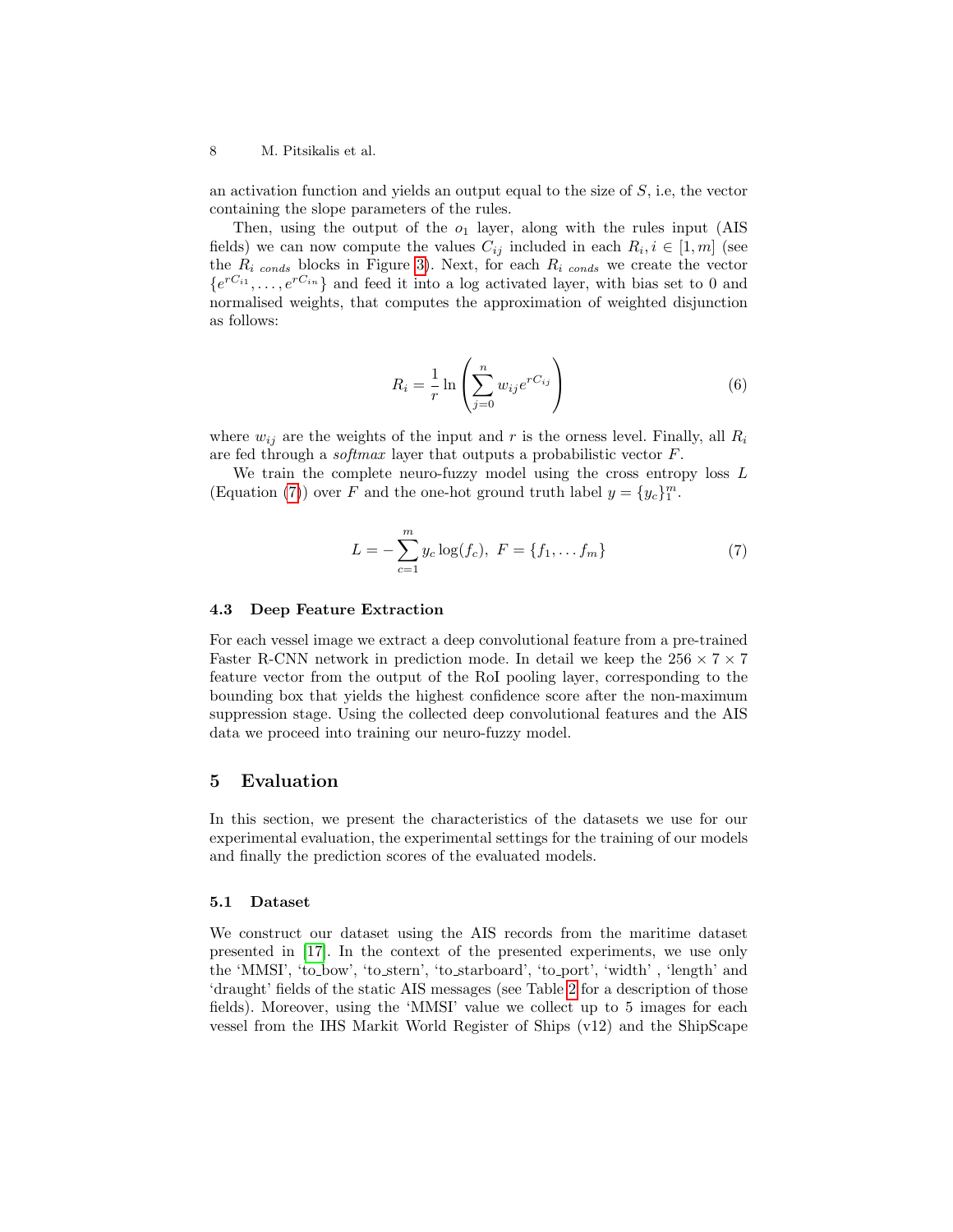an activation function and yields an output equal to the size of $S$, i.e, the vector containing the slope parameters of the rules.

Then, using the output of the $o_1$ layer, along with the rules input (AIS fields) we can now compute the values $C_{ij}$ included in each $R_i, i \in [1, m]$ (see the $R_{i\ conds}$ blocks in Figure 3). Next, for each $R_{i\ conds}$ we create the vector $\{e^{rC_{i1}}, \ldots, e^{rC_{in}}\}$ and feed it into a log activated layer, with bias set to 0 and normalised weights, that computes the approximation of weighted disjunction as follows:

$$R_i = \frac{1}{r} \ln \left( \sum_{j=0}^{n} w_{ij} e^{rC_{ij}} \right) \tag{6}$$

where $w_{ij}$ are the weights of the input and $r$ is the orness level. Finally, all $R_i$ are fed through a *softmax* layer that outputs a probabilistic vector $F$.

We train the complete neuro-fuzzy model using the cross entropy loss $L$ (Equation (7)) over $F$ and the one-hot ground truth label $y = \{y_c\}_1^m$.

$$L = -\sum_{c=1}^{m} y_c \log(f_c),\ F = \{f_1, \ldots f_m\} \tag{7}$$

### 4.3 Deep Feature Extraction

For each vessel image we extract a deep convolutional feature from a pre-trained Faster R-CNN network in prediction mode. In detail we keep the $256 \times 7 \times 7$ feature vector from the output of the RoI pooling layer, corresponding to the bounding box that yields the highest confidence score after the non-maximum suppression stage. Using the collected deep convolutional features and the AIS data we proceed into training our neuro-fuzzy model.

## 5 Evaluation

In this section, we present the characteristics of the datasets we use for our experimental evaluation, the experimental settings for the training of our models and finally the prediction scores of the evaluated models.

### 5.1 Dataset

We construct our dataset using the AIS records from the maritime dataset presented in [17]. In the context of the presented experiments, we use only the 'MMSI', 'to_bow', 'to_stern', 'to_starboard', 'to_port', 'width' , 'length' and 'draught' fields of the static AIS messages (see Table 2 for a description of those fields). Moreover, using the 'MMSI' value we collect up to 5 images for each vessel from the IHS Markit World Register of Ships (v12) and the ShipScape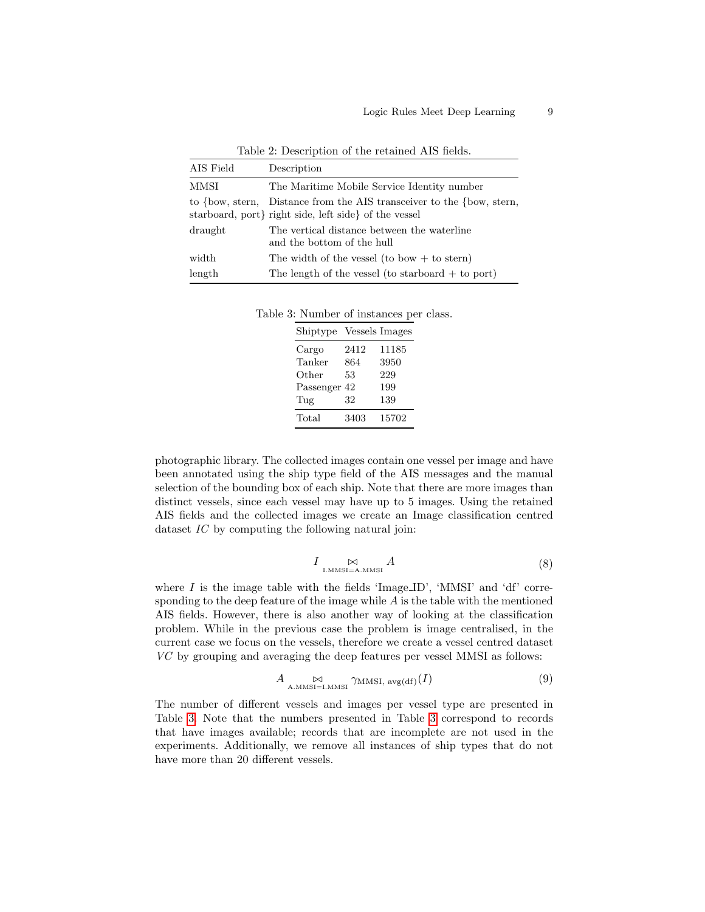Table 2: Description of the retained AIS fields.

| AIS Field | Description |
|---|---|
| MMSI | The Maritime Mobile Service Identity number |
| to {bow, stern, starboard, port} | Distance from the AIS transceiver to the {bow, stern, right side, left side} of the vessel |
| draught | The vertical distance between the waterline and the bottom of the hull |
| width | The width of the vessel (to bow + to stern) |
| length | The length of the vessel (to starboard + to port) |

Table 3: Number of instances per class.

| Shiptype | Vessels | Images |
|---|---|---|
| Cargo | 2412 | 11185 |
| Tanker | 864 | 3950 |
| Other | 53 | 229 |
| Passenger | 42 | 199 |
| Tug | 32 | 139 |
| Total | 3403 | 15702 |

photographic library. The collected images contain one vessel per image and have been annotated using the ship type field of the AIS messages and the manual selection of the bounding box of each ship. Note that there are more images than distinct vessels, since each vessel may have up to 5 images. Using the retained AIS fields and the collected images we create an Image classification centred dataset $IC$ by computing the following natural join:

$$I \underset{\text{I.MMSI=A.MMSI}}{\bowtie} A \tag{8}$$

where $I$ is the image table with the fields 'Image_ID', 'MMSI' and 'df' corresponding to the deep feature of the image while $A$ is the table with the mentioned AIS fields. However, there is also another way of looking at the classification problem. While in the previous case the problem is image centralised, in the current case we focus on the vessels, therefore we create a vessel centred dataset $VC$ by grouping and averaging the deep features per vessel MMSI as follows:

$$A \underset{\text{A.MMSI=I.MMSI}}{\bowtie} \gamma_{\text{MMSI, avg(df)}}(I) \tag{9}$$

The number of different vessels and images per vessel type are presented in Table 3. Note that the numbers presented in Table 3 correspond to records that have images available; records that are incomplete are not used in the experiments. Additionally, we remove all instances of ship types that do not have more than 20 different vessels.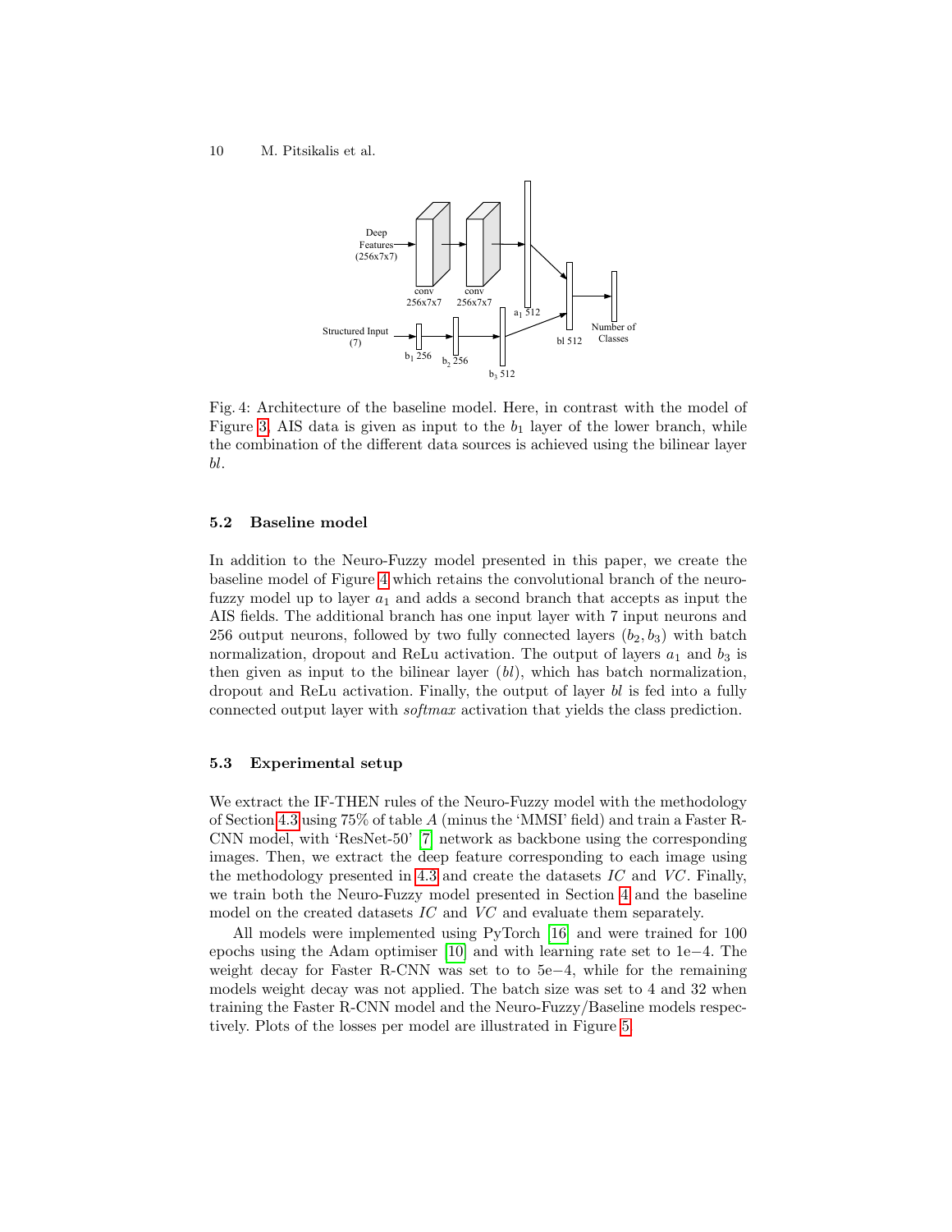Fig. 4: Architecture of the baseline model. Here, in contrast with the model of Figure 3, AIS data is given as input to the $b_1$ layer of the lower branch, while the combination of the different data sources is achieved using the bilinear layer *bl*.

### 5.2 Baseline model

In addition to the Neuro-Fuzzy model presented in this paper, we create the baseline model of Figure 4 which retains the convolutional branch of the neuro-fuzzy model up to layer $a_1$ and adds a second branch that accepts as input the AIS fields. The additional branch has one input layer with 7 input neurons and 256 output neurons, followed by two fully connected layers $(b_2, b_3)$ with batch normalization, dropout and ReLu activation. The output of layers $a_1$ and $b_3$ is then given as input to the bilinear layer (*bl*), which has batch normalization, dropout and ReLu activation. Finally, the output of layer *bl* is fed into a fully connected output layer with *softmax* activation that yields the class prediction.

### 5.3 Experimental setup

We extract the IF-THEN rules of the Neuro-Fuzzy model with the methodology of Section 4.3 using 75% of table *A* (minus the 'MMSI' field) and train a Faster R-CNN model, with 'ResNet-50' [7] network as backbone using the corresponding images. Then, we extract the deep feature corresponding to each image using the methodology presented in 4.3 and create the datasets *IC* and *VC*. Finally, we train both the Neuro-Fuzzy model presented in Section 4 and the baseline model on the created datasets *IC* and *VC* and evaluate them separately.

All models were implemented using PyTorch [16] and were trained for 100 epochs using the Adam optimiser [10] and with learning rate set to 1e−4. The weight decay for Faster R-CNN was set to to 5e−4, while for the remaining models weight decay was not applied. The batch size was set to 4 and 32 when training the Faster R-CNN model and the Neuro-Fuzzy/Baseline models respectively. Plots of the losses per model are illustrated in Figure 5.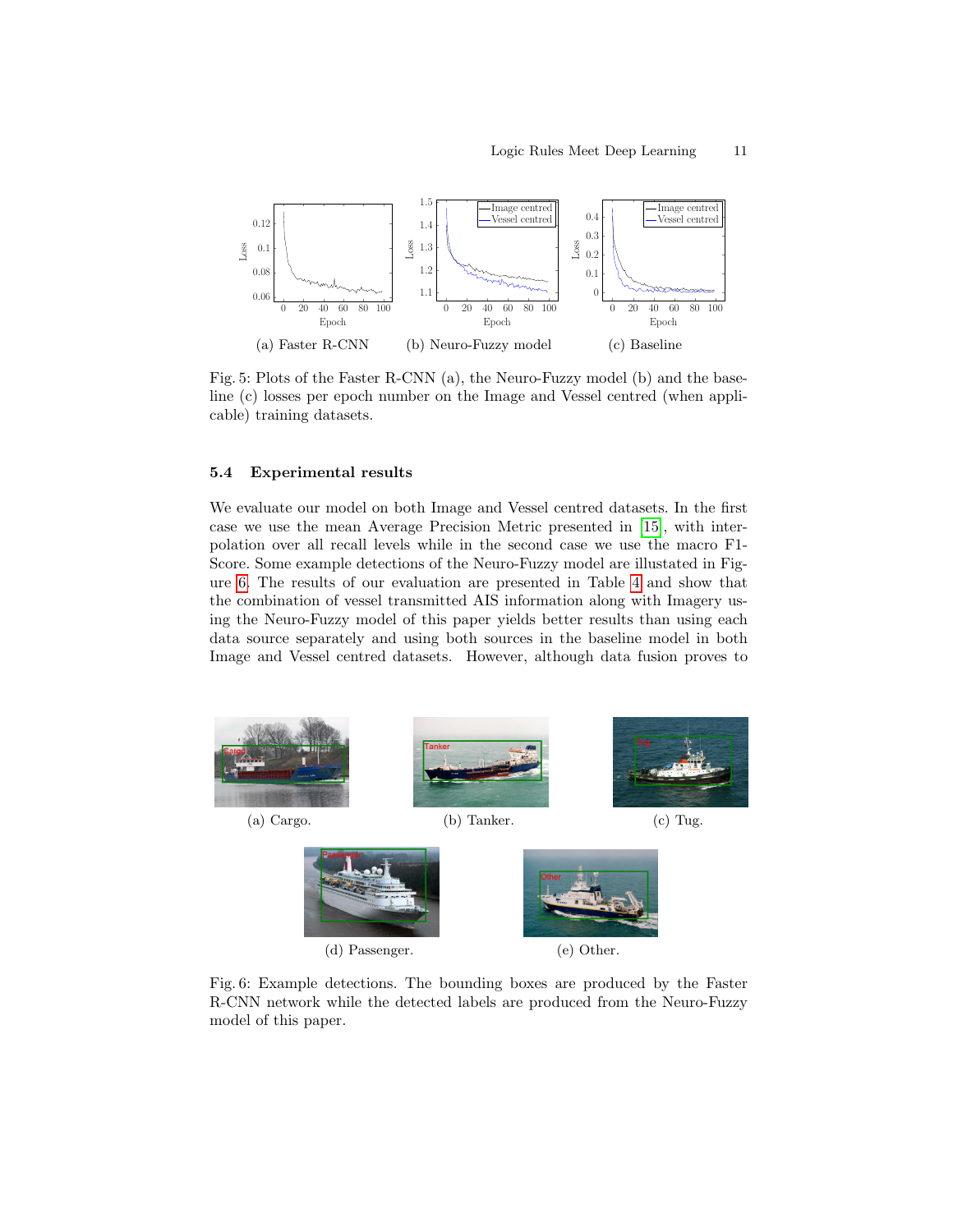(a) Faster R-CNN (b) Neuro-Fuzzy model (c) Baseline

Fig. 5: Plots of the Faster R-CNN (a), the Neuro-Fuzzy model (b) and the baseline (c) losses per epoch number on the Image and Vessel centred (when applicable) training datasets.

### 5.4 Experimental results

We evaluate our model on both Image and Vessel centred datasets. In the first case we use the mean Average Precision Metric presented in [15], with interpolation over all recall levels while in the second case we use the macro F1-Score. Some example detections of the Neuro-Fuzzy model are illustrated in Figure 6. The results of our evaluation are presented in Table 4 and show that the combination of vessel transmitted AIS information along with Imagery using the Neuro-Fuzzy model of this paper yields better results than using each data source separately and using both sources in the baseline model in both Image and Vessel centred datasets. However, although data fusion proves to

(a) Cargo. (b) Tanker. (c) Tug.

(d) Passenger. (e) Other.

Fig. 6: Example detections. The bounding boxes are produced by the Faster R-CNN network while the detected labels are produced from the Neuro-Fuzzy model of this paper.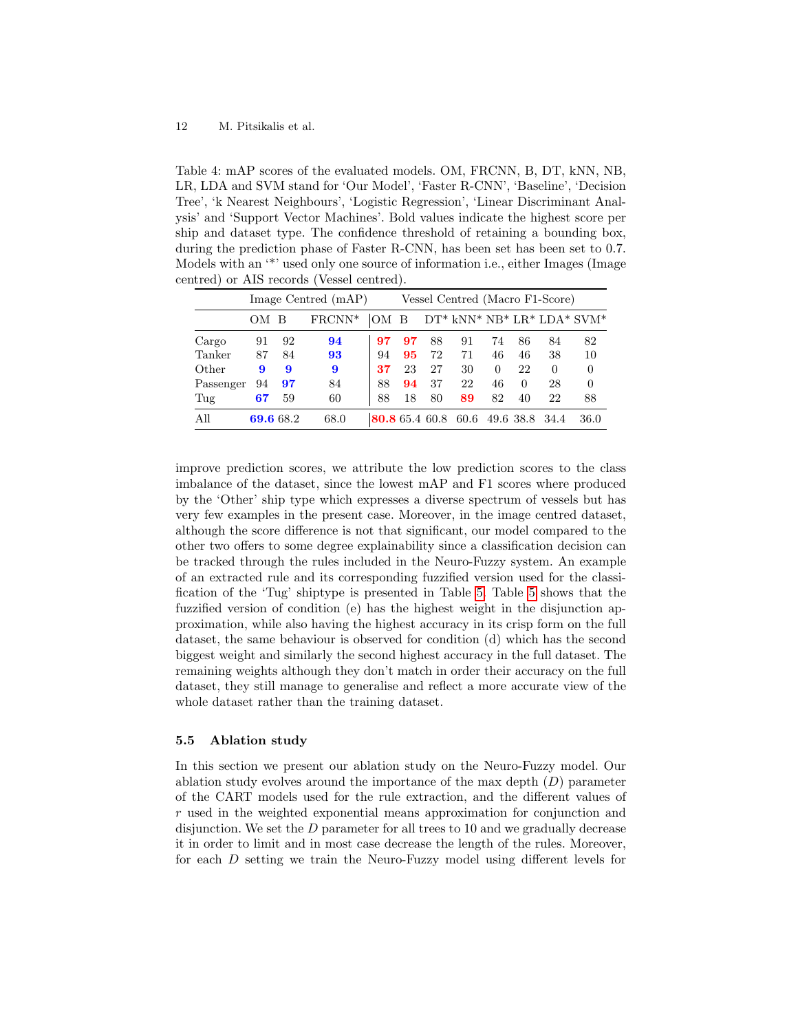Table 4: mAP scores of the evaluated models. OM, FRCNN, B, DT, kNN, NB, LR, LDA and SVM stand for 'Our Model', 'Faster R-CNN', 'Baseline', 'Decision Tree', 'k Nearest Neighbours', 'Logistic Regression', 'Linear Discriminant Analysis' and 'Support Vector Machines'. Bold values indicate the highest score per ship and dataset type. The confidence threshold of retaining a bounding box, during the prediction phase of Faster R-CNN, has been set has been set to 0.7. Models with an '*' used only one source of information i.e., either Images (Image centred) or AIS records (Vessel centred).

| | Image Centred (mAP) | | | Vessel Centred (Macro F1-Score) | | | | | | | |
|---|---|---|---|---|---|---|---|---|---|---|---|
| | OM | B | FRCNN* | OM | B | DT* | kNN* | NB* | LR* | LDA* | SVM* |
| Cargo | 91 | 92 | **94** | **97** | **97** | 88 | 91 | 74 | 86 | 84 | 82 |
| Tanker | 87 | 84 | **93** | 94 | **95** | 72 | 71 | 46 | 46 | 38 | 10 |
| Other | **9** | **9** | **9** | **37** | 23 | 27 | 30 | 0 | 22 | 0 | 0 |
| Passenger | 94 | **97** | 84 | 88 | **94** | 37 | 22 | 46 | 0 | 28 | 0 |
| Tug | **67** | 59 | 60 | 88 | 18 | 80 | **89** | 82 | 40 | 22 | 88 |
| All | **69.6** | 68.2 | 68.0 | **80.8** | 65.4 | 60.8 | 60.6 | 49.6 | 38.8 | 34.4 | 36.0 |

improve prediction scores, we attribute the low prediction scores to the class imbalance of the dataset, since the lowest mAP and F1 scores where produced by the 'Other' ship type which expresses a diverse spectrum of vessels but has very few examples in the present case. Moreover, in the image centred dataset, although the score difference is not that significant, our model compared to the other two offers to some degree explainability since a classification decision can be tracked through the rules included in the Neuro-Fuzzy system. An example of an extracted rule and its corresponding fuzzified version used for the classification of the 'Tug' shiptype is presented in Table 5. Table 5 shows that the fuzzified version of condition (e) has the highest weight in the disjunction approximation, while also having the highest accuracy in its crisp form on the full dataset, the same behaviour is observed for condition (d) which has the second biggest weight and similarly the second highest accuracy in the full dataset. The remaining weights although they don't match in order their accuracy on the full dataset, they still manage to generalise and reflect a more accurate view of the whole dataset rather than the training dataset.

### 5.5 Ablation study

In this section we present our ablation study on the Neuro-Fuzzy model. Our ablation study evolves around the importance of the max depth ($D$) parameter of the CART models used for the rule extraction, and the different values of $r$ used in the weighted exponential means approximation for conjunction and disjunction. We set the $D$ parameter for all trees to 10 and we gradually decrease it in order to limit and in most case decrease the length of the rules. Moreover, for each $D$ setting we train the Neuro-Fuzzy model using different levels for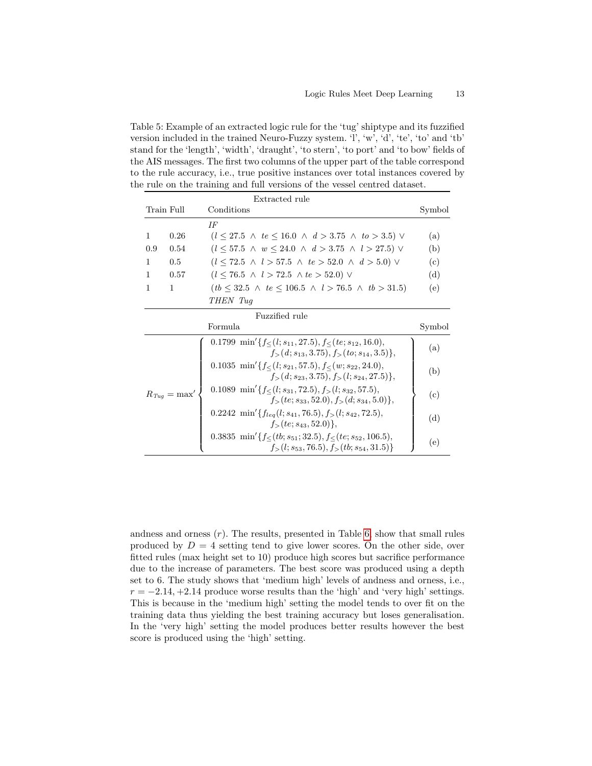Table 5: Example of an extracted logic rule for the 'tug' shiptype and its fuzzified version included in the trained Neuro-Fuzzy system. 'l', 'w', 'd', 'te', 'to' and 'tb' stand for the 'length', 'width', 'draught', 'to stern', 'to port' and 'to bow' fields of the AIS messages. The first two columns of the upper part of the table correspond to the rule accuracy, i.e., true positive instances over total instances covered by the rule on the training and full versions of the vessel centred dataset.

| Extracted rule | | | |
|---|---|---|---|
| Train | Full | Conditions | Symbol |
| | | *IF* | |
| 1 | 0.26 | $(l \leq 27.5 \ \wedge \ te \leq 16.0 \ \wedge \ d > 3.75 \ \wedge \ to > 3.5) \ \vee$ | (a) |
| 0.9 | 0.54 | $(l \leq 57.5 \ \wedge \ w \leq 24.0 \ \wedge \ d > 3.75 \ \wedge \ l > 27.5) \ \vee$ | (b) |
| 1 | 0.5 | $(l \leq 72.5 \ \wedge \ l > 57.5 \ \wedge \ te > 52.0 \ \wedge \ d > 5.0) \ \vee$ | (c) |
| 1 | 0.57 | $(l \leq 76.5 \ \wedge \ l > 72.5 \ \wedge te > 52.0) \ \vee$ | (d) |
| 1 | 1 | $(tb \leq 32.5 \ \wedge \ te \leq 106.5 \ \wedge \ l > 76.5 \ \wedge \ tb > 31.5)$ | (e) |
| | | *THEN Tug* | |

| Fuzzified rule | | |
|---|---|---|
| | Formula | Symbol |
| $R_{Tug} = \max'$ | $0.1799 \ \min'\{f_{\leq}(l; s_{11}, 27.5), f_{\leq}(te; s_{12}, 16.0), f_{>}(d; s_{13}, 3.75), f_{>}(to; s_{14}, 3.5)\},$ | (a) |
| | $0.1035 \ \min'\{f_{\leq}(l; s_{21}, 57.5), f_{\leq}(w; s_{22}, 24.0), f_{>}(d; s_{23}, 3.75), f_{>}(l; s_{24}, 27.5)\},$ | (b) |
| | $0.1089 \ \min'\{f_{\leq}(l; s_{31}, 72.5), f_{>}(l; s_{32}, 57.5), f_{>}(te; s_{33}, 52.0), f_{>}(d; s_{34}, 5.0)\},$ | (c) |
| | $0.2242 \ \min'\{f_{leq}(l; s_{41}, 76.5), f_{>}(l; s_{42}, 72.5), f_{>}(te; s_{43}, 52.0)\},$ | (d) |
| | $0.3835 \ \min'\{f_{\leq}(tb; s_{51}; 32.5), f_{\leq}(te; s_{52}, 106.5), f_{>}(l; s_{53}, 76.5), f_{>}(tb; s_{54}, 31.5)\}$ | (e) |

andness and orness ($r$). The results, presented in Table 6, show that small rules produced by $D = 4$ setting tend to give lower scores. On the other side, over fitted rules (max height set to 10) produce high scores but sacrifice performance due to the increase of parameters. The best score was produced using a depth set to 6. The study shows that 'medium high' levels of andness and orness, i.e., $r = -2.14, +2.14$ produce worse results than the 'high' and 'very high' settings. This is because in the 'medium high' setting the model tends to over fit on the training data thus yielding the best training accuracy but loses generalisation. In the 'very high' setting the model produces better results however the best score is produced using the 'high' setting.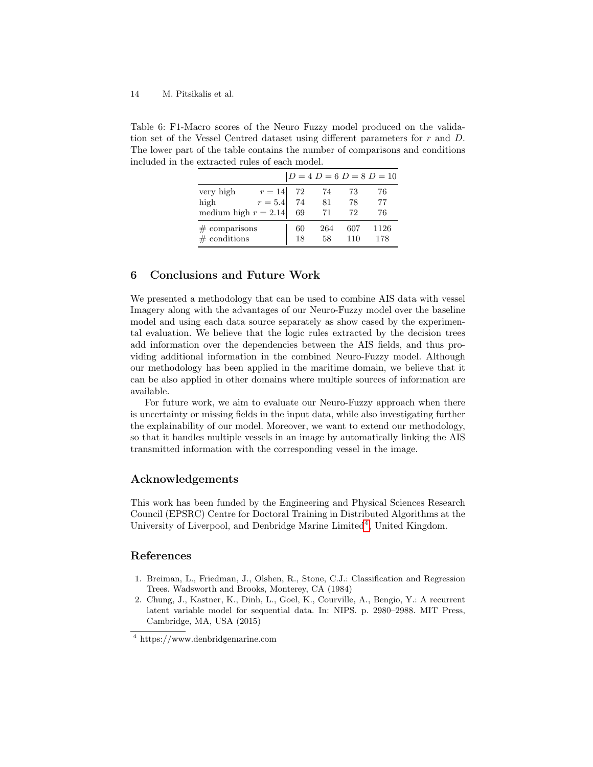Table 6: F1-Macro scores of the Neuro Fuzzy model produced on the validation set of the Vessel Centred dataset using different parameters for $r$ and $D$. The lower part of the table contains the number of comparisons and conditions included in the extracted rules of each model.

| | | $D = 4$ | $D = 6$ | $D = 8$ | $D = 10$ |
|---|---|---|---|---|---|
| very high | $r = 14$ | 72 | 74 | 73 | 76 |
| high | $r = 5.4$ | 74 | 81 | 78 | 77 |
| medium high | $r = 2.14$ | 69 | 71 | 72 | 76 |
| # comparisons | | 60 | 264 | 607 | 1126 |
| # conditions | | 18 | 58 | 110 | 178 |

## 6 Conclusions and Future Work

We presented a methodology that can be used to combine AIS data with vessel Imagery along with the advantages of our Neuro-Fuzzy model over the baseline model and using each data source separately as show cased by the experimental evaluation. We believe that the logic rules extracted by the decision trees add information over the dependencies between the AIS fields, and thus providing additional information in the combined Neuro-Fuzzy model. Although our methodology has been applied in the maritime domain, we believe that it can be also applied in other domains where multiple sources of information are available.

For future work, we aim to evaluate our Neuro-Fuzzy approach when there is uncertainty or missing fields in the input data, while also investigating further the explainability of our model. Moreover, we want to extend our methodology, so that it handles multiple vessels in an image by automatically linking the AIS transmitted information with the corresponding vessel in the image.

## Acknowledgements

This work has been funded by the Engineering and Physical Sciences Research Council (EPSRC) Centre for Doctoral Training in Distributed Algorithms at the University of Liverpool, and Denbridge Marine Limited[4], United Kingdom.

## References

1. Breiman, L., Friedman, J., Olshen, R., Stone, C.J.: Classification and Regression Trees. Wadsworth and Brooks, Monterey, CA (1984)
2. Chung, J., Kastner, K., Dinh, L., Goel, K., Courville, A., Bengio, Y.: A recurrent latent variable model for sequential data. In: NIPS. p. 2980–2988. MIT Press, Cambridge, MA, USA (2015)

[4] https://www.denbridgemarine.com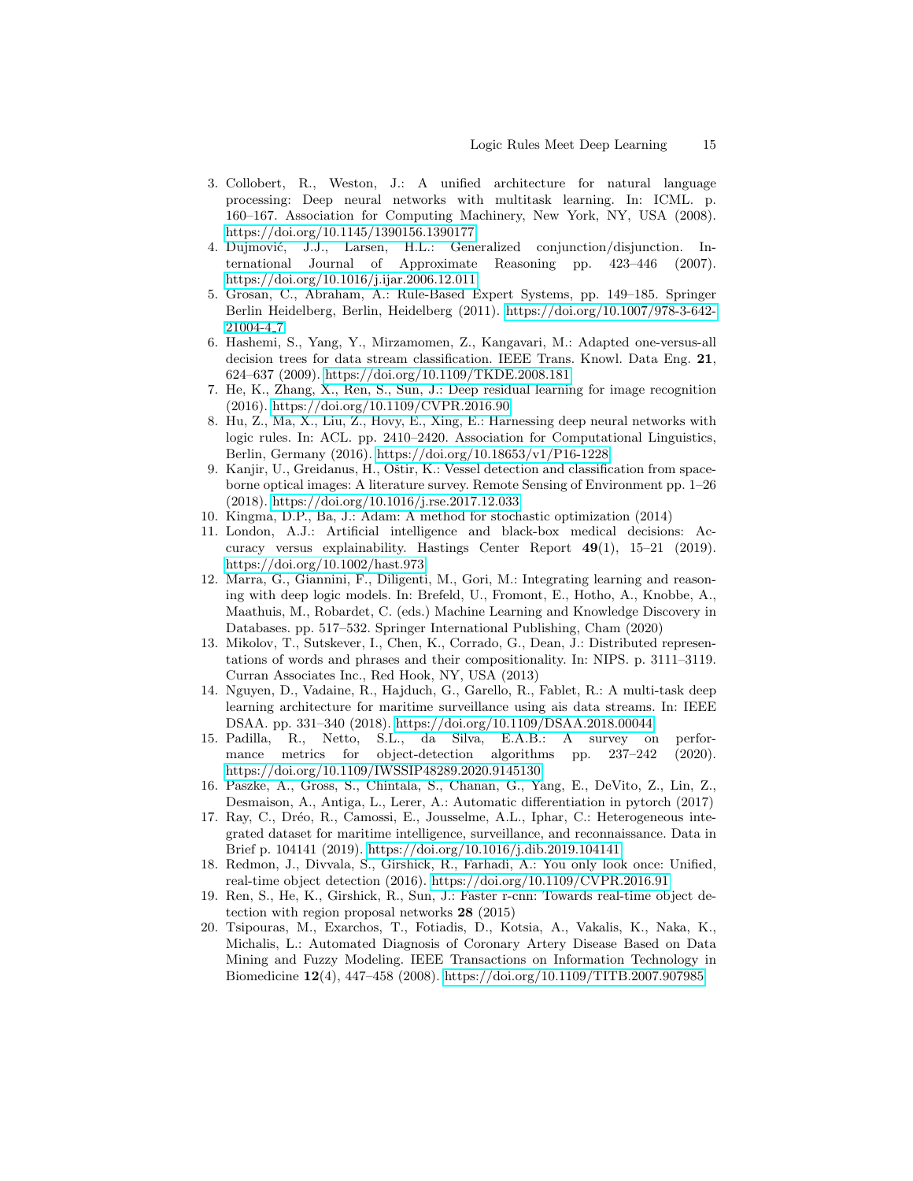3. Collobert, R., Weston, J.: A unified architecture for natural language processing: Deep neural networks with multitask learning. In: ICML. p. 160–167. Association for Computing Machinery, New York, NY, USA (2008). https://doi.org/10.1145/1390156.1390177
4. Dujmović, J.J., Larsen, H.L.: Generalized conjunction/disjunction. International Journal of Approximate Reasoning pp. 423–446 (2007). https://doi.org/10.1016/j.ijar.2006.12.011
5. Grosan, C., Abraham, A.: Rule-Based Expert Systems, pp. 149–185. Springer Berlin Heidelberg, Berlin, Heidelberg (2011). https://doi.org/10.1007/978-3-642-21004-4_7
6. Hashemi, S., Yang, Y., Mirzamomen, Z., Kangavari, M.: Adapted one-versus-all decision trees for data stream classification. IEEE Trans. Knowl. Data Eng. **21**, 624–637 (2009). https://doi.org/10.1109/TKDE.2008.181
7. He, K., Zhang, X., Ren, S., Sun, J.: Deep residual learning for image recognition (2016). https://doi.org/10.1109/CVPR.2016.90
8. Hu, Z., Ma, X., Liu, Z., Hovy, E., Xing, E.: Harnessing deep neural networks with logic rules. In: ACL. pp. 2410–2420. Association for Computational Linguistics, Berlin, Germany (2016). https://doi.org/10.18653/v1/P16-1228
9. Kanjir, U., Greidanus, H., Oštir, K.: Vessel detection and classification from spaceborne optical images: A literature survey. Remote Sensing of Environment pp. 1–26 (2018). https://doi.org/10.1016/j.rse.2017.12.033
10. Kingma, D.P., Ba, J.: Adam: A method for stochastic optimization (2014)
11. London, A.J.: Artificial intelligence and black-box medical decisions: Accuracy versus explainability. Hastings Center Report **49**(1), 15–21 (2019). https://doi.org/10.1002/hast.973
12. Marra, G., Giannini, F., Diligenti, M., Gori, M.: Integrating learning and reasoning with deep logic models. In: Brefeld, U., Fromont, E., Hotho, A., Knobbe, A., Maathuis, M., Robardet, C. (eds.) Machine Learning and Knowledge Discovery in Databases. pp. 517–532. Springer International Publishing, Cham (2020)
13. Mikolov, T., Sutskever, I., Chen, K., Corrado, G., Dean, J.: Distributed representations of words and phrases and their compositionality. In: NIPS. p. 3111–3119. Curran Associates Inc., Red Hook, NY, USA (2013)
14. Nguyen, D., Vadaine, R., Hajduch, G., Garello, R., Fablet, R.: A multi-task deep learning architecture for maritime surveillance using ais data streams. In: IEEE DSAA. pp. 331–340 (2018). https://doi.org/10.1109/DSAA.2018.00044
15. Padilla, R., Netto, S.L., da Silva, E.A.B.: A survey on performance metrics for object-detection algorithms pp. 237–242 (2020). https://doi.org/10.1109/IWSSIP48289.2020.9145130
16. Paszke, A., Gross, S., Chintala, S., Chanan, G., Yang, E., DeVito, Z., Lin, Z., Desmaison, A., Antiga, L., Lerer, A.: Automatic differentiation in pytorch (2017)
17. Ray, C., Dréo, R., Camossi, E., Jousselme, A.L., Iphar, C.: Heterogeneous integrated dataset for maritime intelligence, surveillance, and reconnaissance. Data in Brief p. 104141 (2019). https://doi.org/10.1016/j.dib.2019.104141
18. Redmon, J., Divvala, S., Girshick, R., Farhadi, A.: You only look once: Unified, real-time object detection (2016). https://doi.org/10.1109/CVPR.2016.91
19. Ren, S., He, K., Girshick, R., Sun, J.: Faster r-cnn: Towards real-time object detection with region proposal networks **28** (2015)
20. Tsipouras, M., Exarchos, T., Fotiadis, D., Kotsia, A., Vakalis, K., Naka, K., Michalis, L.: Automated Diagnosis of Coronary Artery Disease Based on Data Mining and Fuzzy Modeling. IEEE Transactions on Information Technology in Biomedicine **12**(4), 447–458 (2008). https://doi.org/10.1109/TITB.2007.907985